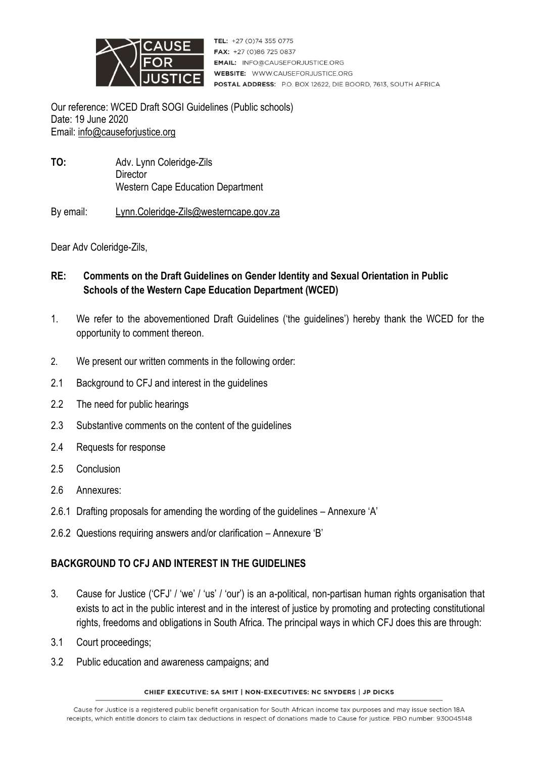CAUSE FOR JUSTICE

TEL: +27 (0)74 355 0775
FAX: +27 (0)86 725 0837
EMAIL: INFO@CAUSEFORJUSTICE.ORG
WEBSITE: WWW.CAUSEFORJUSTICE.ORG
POSTAL ADDRESS: P.O. BOX 12622, DIE BOORD, 7613, SOUTH AFRICA

Our reference: WCED Draft SOGI Guidelines (Public schools)
Date: 19 June 2020
Email: info@causeforjustice.org

**TO:** Adv. Lynn Coleridge-Zils
Director
Western Cape Education Department

By email: Lynn.Coleridge-Zils@westerncape.gov.za

Dear Adv Coleridge-Zils,

**RE: Comments on the Draft Guidelines on Gender Identity and Sexual Orientation in Public Schools of the Western Cape Education Department (WCED)**

1. We refer to the abovementioned Draft Guidelines ('the guidelines') hereby thank the WCED for the opportunity to comment thereon.
2. We present our written comments in the following order:
2.1 Background to CFJ and interest in the guidelines
2.2 The need for public hearings
2.3 Substantive comments on the content of the guidelines
2.4 Requests for response
2.5 Conclusion
2.6 Annexures:
2.6.1 Drafting proposals for amending the wording of the guidelines – Annexure 'A'
2.6.2 Questions requiring answers and/or clarification – Annexure 'B'

**BACKGROUND TO CFJ AND INTEREST IN THE GUIDELINES**

3. Cause for Justice ('CFJ' / 'we' / 'us' / 'our') is an a-political, non-partisan human rights organisation that exists to act in the public interest and in the interest of justice by promoting and protecting constitutional rights, freedoms and obligations in South Africa. The principal ways in which CFJ does this are through:
3.1 Court proceedings;
3.2 Public education and awareness campaigns; and

CHIEF EXECUTIVE: SA SMIT | NON-EXECUTIVES: NC SNYDERS | JP DICKS

Cause for Justice is a registered public benefit organisation for South African income tax purposes and may issue section 18A receipts, which entitle donors to claim tax deductions in respect of donations made to Cause for justice. PBO number: 930045148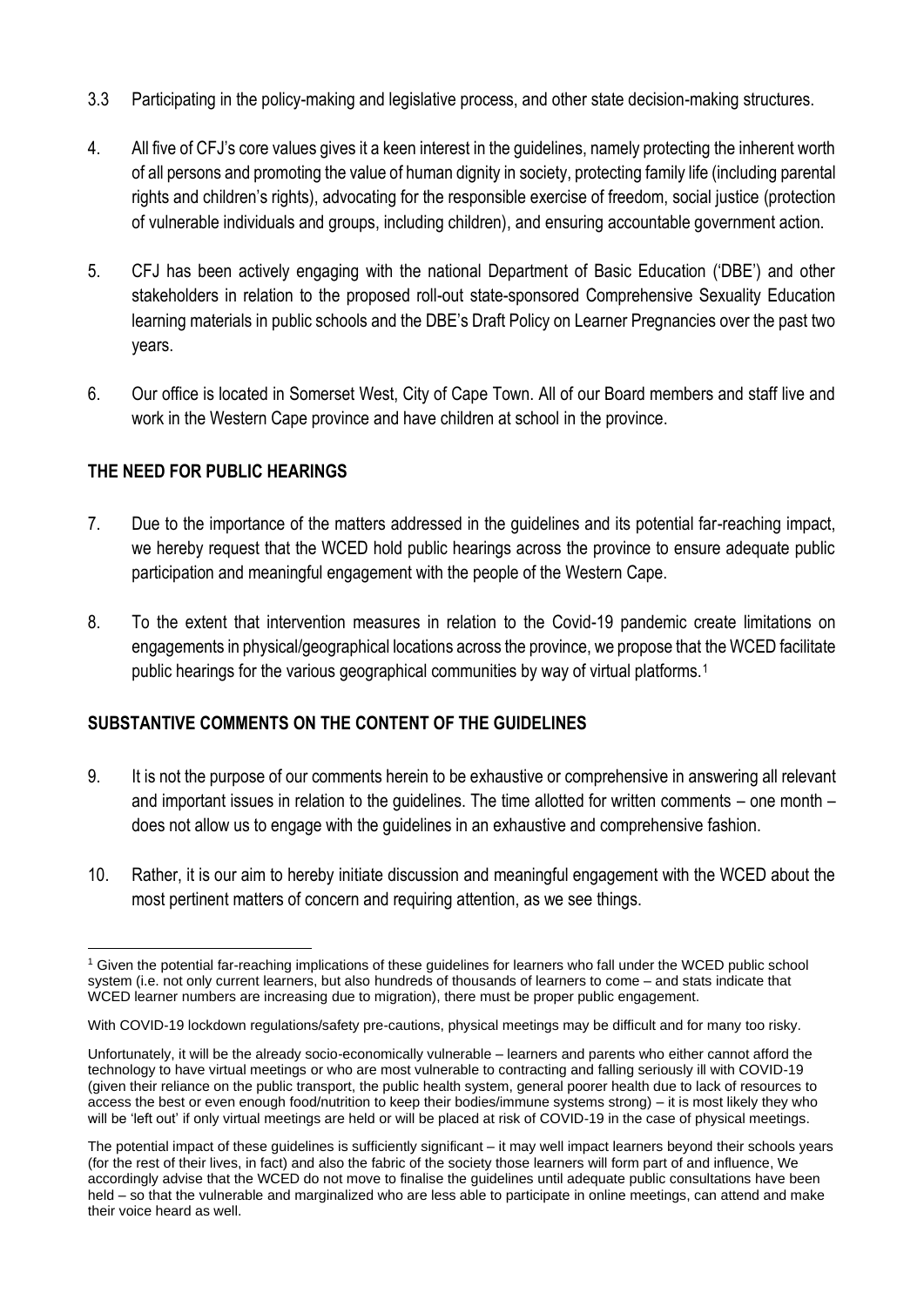3.3 Participating in the policy-making and legislative process, and other state decision-making structures.

4. All five of CFJ's core values gives it a keen interest in the guidelines, namely protecting the inherent worth of all persons and promoting the value of human dignity in society, protecting family life (including parental rights and children's rights), advocating for the responsible exercise of freedom, social justice (protection of vulnerable individuals and groups, including children), and ensuring accountable government action.

5. CFJ has been actively engaging with the national Department of Basic Education ('DBE') and other stakeholders in relation to the proposed roll-out state-sponsored Comprehensive Sexuality Education learning materials in public schools and the DBE's Draft Policy on Learner Pregnancies over the past two years.

6. Our office is located in Somerset West, City of Cape Town. All of our Board members and staff live and work in the Western Cape province and have children at school in the province.

## THE NEED FOR PUBLIC HEARINGS

7. Due to the importance of the matters addressed in the guidelines and its potential far-reaching impact, we hereby request that the WCED hold public hearings across the province to ensure adequate public participation and meaningful engagement with the people of the Western Cape.

8. To the extent that intervention measures in relation to the Covid-19 pandemic create limitations on engagements in physical/geographical locations across the province, we propose that the WCED facilitate public hearings for the various geographical communities by way of virtual platforms.[1]

## SUBSTANTIVE COMMENTS ON THE CONTENT OF THE GUIDELINES

9. It is not the purpose of our comments herein to be exhaustive or comprehensive in answering all relevant and important issues in relation to the guidelines. The time allotted for written comments – one month – does not allow us to engage with the guidelines in an exhaustive and comprehensive fashion.

10. Rather, it is our aim to hereby initiate discussion and meaningful engagement with the WCED about the most pertinent matters of concern and requiring attention, as we see things.

---

[1] Given the potential far-reaching implications of these guidelines for learners who fall under the WCED public school system (i.e. not only current learners, but also hundreds of thousands of learners to come – and stats indicate that WCED learner numbers are increasing due to migration), there must be proper public engagement.

With COVID-19 lockdown regulations/safety pre-cautions, physical meetings may be difficult and for many too risky.

Unfortunately, it will be the already socio-economically vulnerable – learners and parents who either cannot afford the technology to have virtual meetings or who are most vulnerable to contracting and falling seriously ill with COVID-19 (given their reliance on the public transport, the public health system, general poorer health due to lack of resources to access the best or even enough food/nutrition to keep their bodies/immune systems strong) – it is most likely they who will be 'left out' if only virtual meetings are held or will be placed at risk of COVID-19 in the case of physical meetings.

The potential impact of these guidelines is sufficiently significant – it may well impact learners beyond their schools years (for the rest of their lives, in fact) and also the fabric of the society those learners will form part of and influence, We accordingly advise that the WCED do not move to finalise the guidelines until adequate public consultations have been held – so that the vulnerable and marginalized who are less able to participate in online meetings, can attend and make their voice heard as well.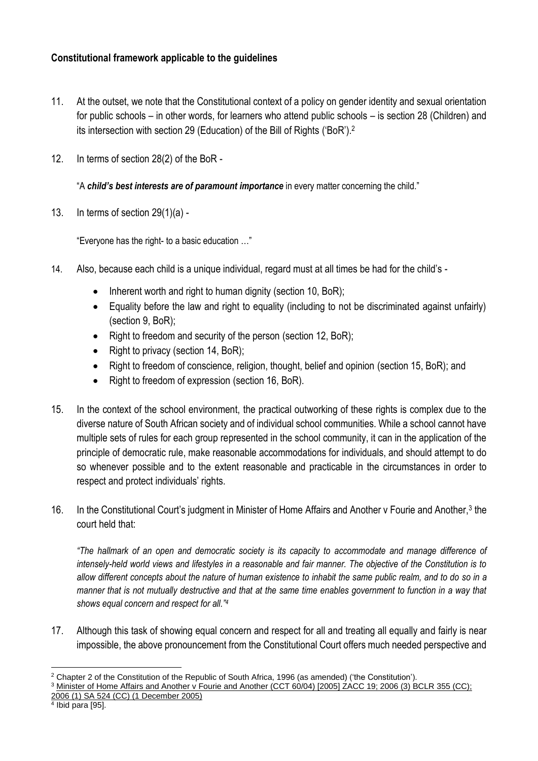**Constitutional framework applicable to the guidelines**

11. At the outset, we note that the Constitutional context of a policy on gender identity and sexual orientation for public schools – in other words, for learners who attend public schools – is section 28 (Children) and its intersection with section 29 (Education) of the Bill of Rights ('BoR').[2]

12. In terms of section 28(2) of the BoR -

 "A ***child's best interests are of paramount importance*** in every matter concerning the child."

13. In terms of section 29(1)(a) -

 "Everyone has the right- to a basic education …"

14. Also, because each child is a unique individual, regard must at all times be had for the child's -

 - Inherent worth and right to human dignity (section 10, BoR);
 - Equality before the law and right to equality (including to not be discriminated against unfairly) (section 9, BoR);
 - Right to freedom and security of the person (section 12, BoR);
 - Right to privacy (section 14, BoR);
 - Right to freedom of conscience, religion, thought, belief and opinion (section 15, BoR); and
 - Right to freedom of expression (section 16, BoR).

15. In the context of the school environment, the practical outworking of these rights is complex due to the diverse nature of South African society and of individual school communities. While a school cannot have multiple sets of rules for each group represented in the school community, it can in the application of the principle of democratic rule, make reasonable accommodations for individuals, and should attempt to do so whenever possible and to the extent reasonable and practicable in the circumstances in order to respect and protect individuals' rights.

16. In the Constitutional Court's judgment in Minister of Home Affairs and Another v Fourie and Another,[3] the court held that:

 *"The hallmark of an open and democratic society is its capacity to accommodate and manage difference of intensely-held world views and lifestyles in a reasonable and fair manner. The objective of the Constitution is to allow different concepts about the nature of human existence to inhabit the same public realm, and to do so in a manner that is not mutually destructive and that at the same time enables government to function in a way that shows equal concern and respect for all."*[4]

17. Although this task of showing equal concern and respect for all and treating all equally and fairly is near impossible, the above pronouncement from the Constitutional Court offers much needed perspective and

---

[2] Chapter 2 of the Constitution of the Republic of South Africa, 1996 (as amended) ('the Constitution').

[3] Minister of Home Affairs and Another v Fourie and Another (CCT 60/04) [2005] ZACC 19; 2006 (3) BCLR 355 (CC); 2006 (1) SA 524 (CC) (1 December 2005)

[4] Ibid para [95].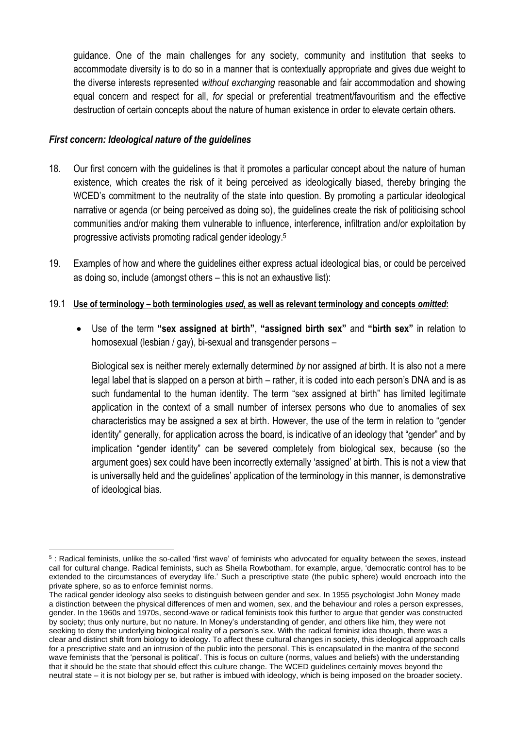guidance. One of the main challenges for any society, community and institution that seeks to accommodate diversity is to do so in a manner that is contextually appropriate and gives due weight to the diverse interests represented *without exchanging* reasonable and fair accommodation and showing equal concern and respect for all, *for* special or preferential treatment/favouritism and the effective destruction of certain concepts about the nature of human existence in order to elevate certain others.

### *First concern: Ideological nature of the guidelines*

18. Our first concern with the guidelines is that it promotes a particular concept about the nature of human existence, which creates the risk of it being perceived as ideologically biased, thereby bringing the WCED's commitment to the neutrality of the state into question. By promoting a particular ideological narrative or agenda (or being perceived as doing so), the guidelines create the risk of politicising school communities and/or making them vulnerable to influence, interference, infiltration and/or exploitation by progressive activists promoting radical gender ideology.[5]

19. Examples of how and where the guidelines either express actual ideological bias, or could be perceived as doing so, include (amongst others – this is not an exhaustive list):

19.1 **Use of terminology – both terminologies *used*, as well as relevant terminology and concepts *omitted*:**

- Use of the term **"sex assigned at birth"**, **"assigned birth sex"** and **"birth sex"** in relation to homosexual (lesbian / gay), bi-sexual and transgender persons –

  Biological sex is neither merely externally determined *by* nor assigned *at* birth. It is also not a mere legal label that is slapped on a person at birth – rather, it is coded into each person's DNA and is as such fundamental to the human identity. The term "sex assigned at birth" has limited legitimate application in the context of a small number of intersex persons who due to anomalies of sex characteristics may be assigned a sex at birth. However, the use of the term in relation to "gender identity" generally, for application across the board, is indicative of an ideology that "gender" and by implication "gender identity" can be severed completely from biological sex, because (so the argument goes) sex could have been incorrectly externally 'assigned' at birth. This is not a view that is universally held and the guidelines' application of the terminology in this manner, is demonstrative of ideological bias.

---

[5] : Radical feminists, unlike the so-called 'first wave' of feminists who advocated for equality between the sexes, instead call for cultural change. Radical feminists, such as Sheila Rowbotham, for example, argue, 'democratic control has to be extended to the circumstances of everyday life.' Such a prescriptive state (the public sphere) would encroach into the private sphere, so as to enforce feminist norms.

The radical gender ideology also seeks to distinguish between gender and sex. In 1955 psychologist John Money made a distinction between the physical differences of men and women, sex, and the behaviour and roles a person expresses, gender. In the 1960s and 1970s, second-wave or radical feminists took this further to argue that gender was constructed by society; thus only nurture, but no nature. In Money's understanding of gender, and others like him, they were not seeking to deny the underlying biological reality of a person's sex. With the radical feminist idea though, there was a clear and distinct shift from biology to ideology. To affect these cultural changes in society, this ideological approach calls for a prescriptive state and an intrusion of the public into the personal. This is encapsulated in the mantra of the second wave feminists that the 'personal is political'. This is focus on culture (norms, values and beliefs) with the understanding that it should be the state that should effect this culture change. The WCED guidelines certainly moves beyond the neutral state – it is not biology per se, but rather is imbued with ideology, which is being imposed on the broader society.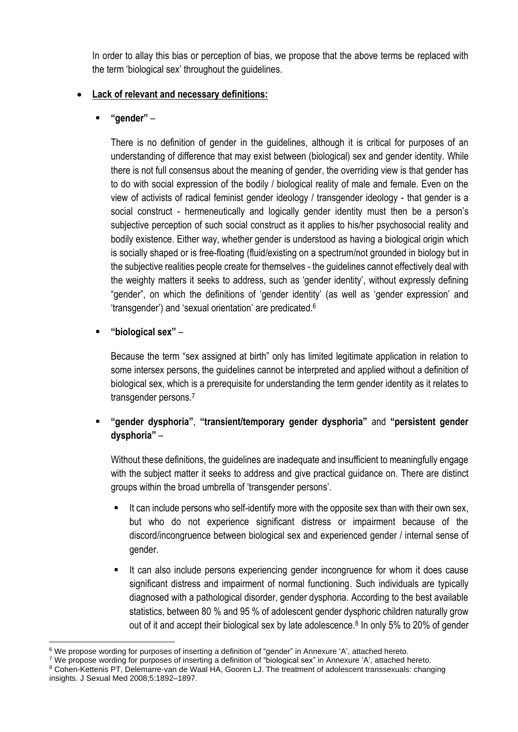In order to allay this bias or perception of bias, we propose that the above terms be replaced with the term 'biological sex' throughout the guidelines.

- **Lack of relevant and necessary definitions:**

  - **"gender"** –

    There is no definition of gender in the guidelines, although it is critical for purposes of an understanding of difference that may exist between (biological) sex and gender identity. While there is not full consensus about the meaning of gender, the overriding view is that gender has to do with social expression of the bodily / biological reality of male and female. Even on the view of activists of radical feminist gender ideology / transgender ideology - that gender is a social construct - hermeneutically and logically gender identity must then be a person's subjective perception of such social construct as it applies to his/her psychosocial reality and bodily existence. Either way, whether gender is understood as having a biological origin which is socially shaped or is free-floating (fluid/existing on a spectrum/not grounded in biology but in the subjective realities people create for themselves - the guidelines cannot effectively deal with the weighty matters it seeks to address, such as 'gender identity', without expressly defining "gender", on which the definitions of 'gender identity' (as well as 'gender expression' and 'transgender') and 'sexual orientation' are predicated.[6]

  - **"biological sex"** –

    Because the term "sex assigned at birth" only has limited legitimate application in relation to some intersex persons, the guidelines cannot be interpreted and applied without a definition of biological sex, which is a prerequisite for understanding the term gender identity as it relates to transgender persons.[7]

  - **"gender dysphoria"**, **"transient/temporary gender dysphoria"** and **"persistent gender dysphoria"** –

    Without these definitions, the guidelines are inadequate and insufficient to meaningfully engage with the subject matter it seeks to address and give practical guidance on. There are distinct groups within the broad umbrella of 'transgender persons'.

    - It can include persons who self-identify more with the opposite sex than with their own sex, but who do not experience significant distress or impairment because of the discord/incongruence between biological sex and experienced gender / internal sense of gender.

    - It can also include persons experiencing gender incongruence for whom it does cause significant distress and impairment of normal functioning. Such individuals are typically diagnosed with a pathological disorder, gender dysphoria. According to the best available statistics, between 80 % and 95 % of adolescent gender dysphoric children naturally grow out of it and accept their biological sex by late adolescence.[8] In only 5% to 20% of gender

---

[6] We propose wording for purposes of inserting a definition of "gender" in Annexure 'A', attached hereto.

[7] We propose wording for purposes of inserting a definition of "biological sex" in Annexure 'A', attached hereto.

[8] Cohen-Kettenis PT, Delemarre-van de Waal HA, Gooren LJ. The treatment of adolescent transsexuals: changing insights. J Sexual Med 2008;5:1892–1897.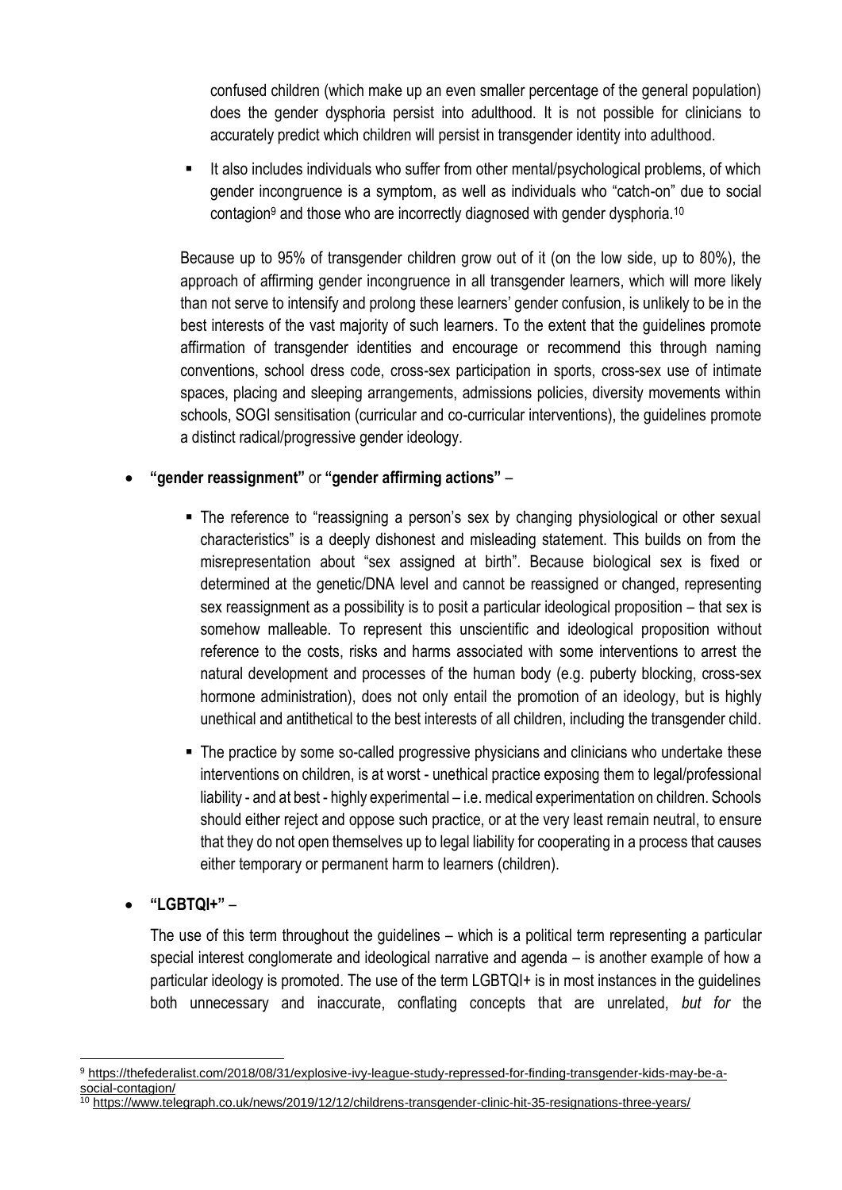confused children (which make up an even smaller percentage of the general population) does the gender dysphoria persist into adulthood. It is not possible for clinicians to accurately predict which children will persist in transgender identity into adulthood.

- It also includes individuals who suffer from other mental/psychological problems, of which gender incongruence is a symptom, as well as individuals who "catch-on" due to social contagion[9] and those who are incorrectly diagnosed with gender dysphoria.[10]

Because up to 95% of transgender children grow out of it (on the low side, up to 80%), the approach of affirming gender incongruence in all transgender learners, which will more likely than not serve to intensify and prolong these learners' gender confusion, is unlikely to be in the best interests of the vast majority of such learners. To the extent that the guidelines promote affirmation of transgender identities and encourage or recommend this through naming conventions, school dress code, cross-sex participation in sports, cross-sex use of intimate spaces, placing and sleeping arrangements, admissions policies, diversity movements within schools, SOGI sensitisation (curricular and co-curricular interventions), the guidelines promote a distinct radical/progressive gender ideology.

- **"gender reassignment"** or **"gender affirming actions"** –

  - The reference to "reassigning a person's sex by changing physiological or other sexual characteristics" is a deeply dishonest and misleading statement. This builds on from the misrepresentation about "sex assigned at birth". Because biological sex is fixed or determined at the genetic/DNA level and cannot be reassigned or changed, representing sex reassignment as a possibility is to posit a particular ideological proposition – that sex is somehow malleable. To represent this unscientific and ideological proposition without reference to the costs, risks and harms associated with some interventions to arrest the natural development and processes of the human body (e.g. puberty blocking, cross-sex hormone administration), does not only entail the promotion of an ideology, but is highly unethical and antithetical to the best interests of all children, including the transgender child.

  - The practice by some so-called progressive physicians and clinicians who undertake these interventions on children, is at worst - unethical practice exposing them to legal/professional liability - and at best - highly experimental – i.e. medical experimentation on children. Schools should either reject and oppose such practice, or at the very least remain neutral, to ensure that they do not open themselves up to legal liability for cooperating in a process that causes either temporary or permanent harm to learners (children).

- **"LGBTQI+"** –

  The use of this term throughout the guidelines – which is a political term representing a particular special interest conglomerate and ideological narrative and agenda – is another example of how a particular ideology is promoted. The use of the term LGBTQI+ is in most instances in the guidelines both unnecessary and inaccurate, conflating concepts that are unrelated, *but for* the

---

[9] https://thefederalist.com/2018/08/31/explosive-ivy-league-study-repressed-for-finding-transgender-kids-may-be-a-social-contagion/

[10] https://www.telegraph.co.uk/news/2019/12/12/childrens-transgender-clinic-hit-35-resignations-three-years/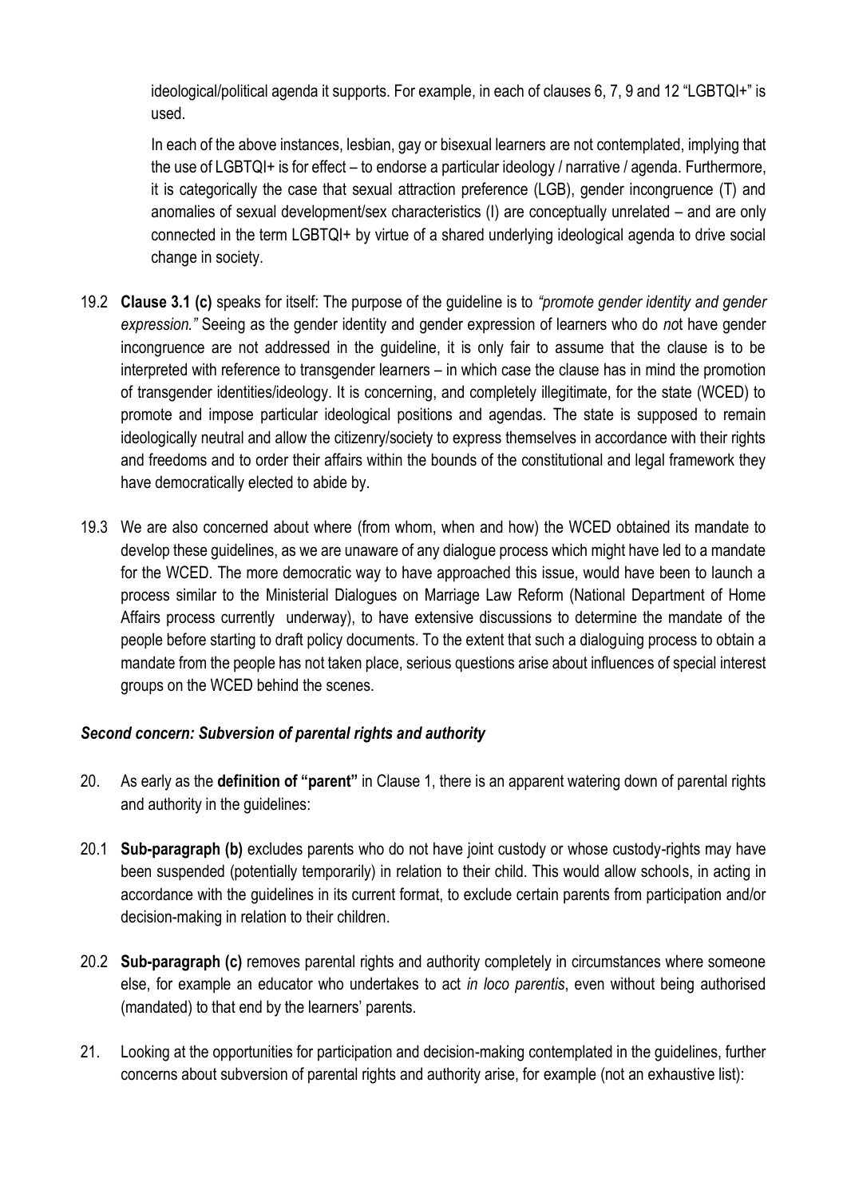ideological/political agenda it supports. For example, in each of clauses 6, 7, 9 and 12 "LGBTQI+" is used.

In each of the above instances, lesbian, gay or bisexual learners are not contemplated, implying that the use of LGBTQI+ is for effect – to endorse a particular ideology / narrative / agenda. Furthermore, it is categorically the case that sexual attraction preference (LGB), gender incongruence (T) and anomalies of sexual development/sex characteristics (I) are conceptually unrelated – and are only connected in the term LGBTQI+ by virtue of a shared underlying ideological agenda to drive social change in society.

19.2 **Clause 3.1 (c)** speaks for itself: The purpose of the guideline is to *"promote gender identity and gender expression."* Seeing as the gender identity and gender expression of learners who do *no*t have gender incongruence are not addressed in the guideline, it is only fair to assume that the clause is to be interpreted with reference to transgender learners – in which case the clause has in mind the promotion of transgender identities/ideology. It is concerning, and completely illegitimate, for the state (WCED) to promote and impose particular ideological positions and agendas. The state is supposed to remain ideologically neutral and allow the citizenry/society to express themselves in accordance with their rights and freedoms and to order their affairs within the bounds of the constitutional and legal framework they have democratically elected to abide by.

19.3 We are also concerned about where (from whom, when and how) the WCED obtained its mandate to develop these guidelines, as we are unaware of any dialogue process which might have led to a mandate for the WCED. The more democratic way to have approached this issue, would have been to launch a process similar to the Ministerial Dialogues on Marriage Law Reform (National Department of Home Affairs process currently underway), to have extensive discussions to determine the mandate of the people before starting to draft policy documents. To the extent that such a dialoguing process to obtain a mandate from the people has not taken place, serious questions arise about influences of special interest groups on the WCED behind the scenes.

### *Second concern: Subversion of parental rights and authority*

20. As early as the **definition of "parent"** in Clause 1, there is an apparent watering down of parental rights and authority in the guidelines:

20.1 **Sub-paragraph (b)** excludes parents who do not have joint custody or whose custody-rights may have been suspended (potentially temporarily) in relation to their child. This would allow schools, in acting in accordance with the guidelines in its current format, to exclude certain parents from participation and/or decision-making in relation to their children.

20.2 **Sub-paragraph (c)** removes parental rights and authority completely in circumstances where someone else, for example an educator who undertakes to act *in loco parentis*, even without being authorised (mandated) to that end by the learners' parents.

21. Looking at the opportunities for participation and decision-making contemplated in the guidelines, further concerns about subversion of parental rights and authority arise, for example (not an exhaustive list):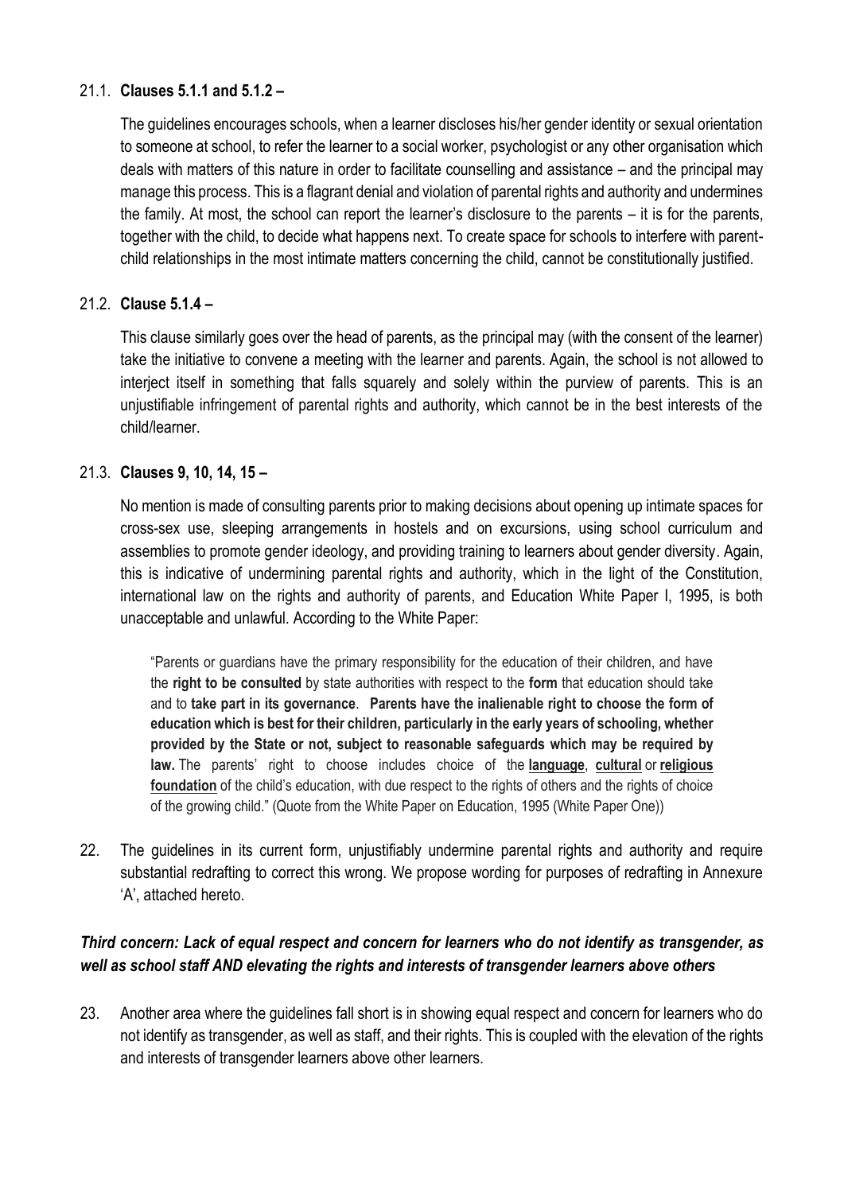21.1. **Clauses 5.1.1 and 5.1.2 –**

The guidelines encourages schools, when a learner discloses his/her gender identity or sexual orientation to someone at school, to refer the learner to a social worker, psychologist or any other organisation which deals with matters of this nature in order to facilitate counselling and assistance – and the principal may manage this process. This is a flagrant denial and violation of parental rights and authority and undermines the family. At most, the school can report the learner's disclosure to the parents – it is for the parents, together with the child, to decide what happens next. To create space for schools to interfere with parent-child relationships in the most intimate matters concerning the child, cannot be constitutionally justified.

21.2. **Clause 5.1.4 –**

This clause similarly goes over the head of parents, as the principal may (with the consent of the learner) take the initiative to convene a meeting with the learner and parents. Again, the school is not allowed to interject itself in something that falls squarely and solely within the purview of parents. This is an unjustifiable infringement of parental rights and authority, which cannot be in the best interests of the child/learner.

21.3. **Clauses 9, 10, 14, 15 –**

No mention is made of consulting parents prior to making decisions about opening up intimate spaces for cross-sex use, sleeping arrangements in hostels and on excursions, using school curriculum and assemblies to promote gender ideology, and providing training to learners about gender diversity. Again, this is indicative of undermining parental rights and authority, which in the light of the Constitution, international law on the rights and authority of parents, and Education White Paper I, 1995, is both unacceptable and unlawful. According to the White Paper:

> "Parents or guardians have the primary responsibility for the education of their children, and have the **right to be consulted** by state authorities with respect to the **form** that education should take and to **take part in its governance**. **Parents have the inalienable right to choose the form of education which is best for their children, particularly in the early years of schooling, whether provided by the State or not, subject to reasonable safeguards which may be required by law.** The parents' right to choose includes choice of the **language**, **cultural** or **religious foundation** of the child's education, with due respect to the rights of others and the rights of choice of the growing child." (Quote from the White Paper on Education, 1995 (White Paper One))

22. The guidelines in its current form, unjustifiably undermine parental rights and authority and require substantial redrafting to correct this wrong. We propose wording for purposes of redrafting in Annexure 'A', attached hereto.

***Third concern: Lack of equal respect and concern for learners who do not identify as transgender, as well as school staff AND elevating the rights and interests of transgender learners above others***

23. Another area where the guidelines fall short is in showing equal respect and concern for learners who do not identify as transgender, as well as staff, and their rights. This is coupled with the elevation of the rights and interests of transgender learners above other learners.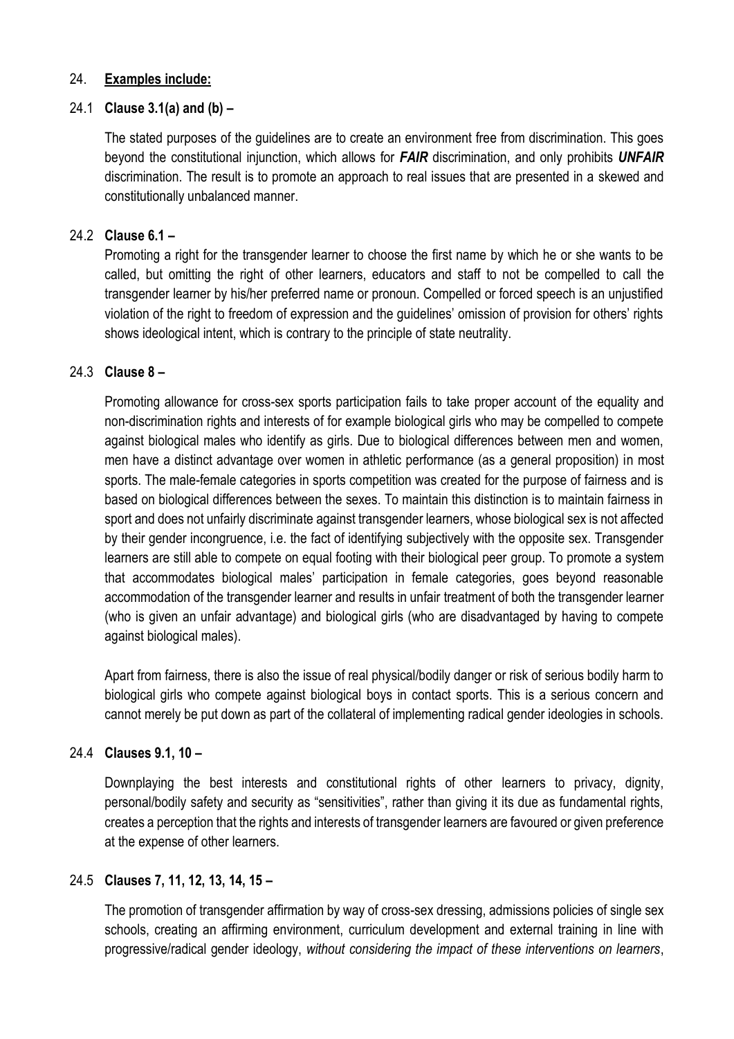24. **Examples include:**

24.1 **Clause 3.1(a) and (b) –**

The stated purposes of the guidelines are to create an environment free from discrimination. This goes beyond the constitutional injunction, which allows for ***FAIR*** discrimination, and only prohibits ***UNFAIR*** discrimination. The result is to promote an approach to real issues that are presented in a skewed and constitutionally unbalanced manner.

24.2 **Clause 6.1 –**

Promoting a right for the transgender learner to choose the first name by which he or she wants to be called, but omitting the right of other learners, educators and staff to not be compelled to call the transgender learner by his/her preferred name or pronoun. Compelled or forced speech is an unjustified violation of the right to freedom of expression and the guidelines' omission of provision for others' rights shows ideological intent, which is contrary to the principle of state neutrality.

24.3 **Clause 8 –**

Promoting allowance for cross-sex sports participation fails to take proper account of the equality and non-discrimination rights and interests of for example biological girls who may be compelled to compete against biological males who identify as girls. Due to biological differences between men and women, men have a distinct advantage over women in athletic performance (as a general proposition) in most sports. The male-female categories in sports competition was created for the purpose of fairness and is based on biological differences between the sexes. To maintain this distinction is to maintain fairness in sport and does not unfairly discriminate against transgender learners, whose biological sex is not affected by their gender incongruence, i.e. the fact of identifying subjectively with the opposite sex. Transgender learners are still able to compete on equal footing with their biological peer group. To promote a system that accommodates biological males' participation in female categories, goes beyond reasonable accommodation of the transgender learner and results in unfair treatment of both the transgender learner (who is given an unfair advantage) and biological girls (who are disadvantaged by having to compete against biological males).

Apart from fairness, there is also the issue of real physical/bodily danger or risk of serious bodily harm to biological girls who compete against biological boys in contact sports. This is a serious concern and cannot merely be put down as part of the collateral of implementing radical gender ideologies in schools.

24.4 **Clauses 9.1, 10 –**

Downplaying the best interests and constitutional rights of other learners to privacy, dignity, personal/bodily safety and security as "sensitivities", rather than giving it its due as fundamental rights, creates a perception that the rights and interests of transgender learners are favoured or given preference at the expense of other learners.

24.5 **Clauses 7, 11, 12, 13, 14, 15 –**

The promotion of transgender affirmation by way of cross-sex dressing, admissions policies of single sex schools, creating an affirming environment, curriculum development and external training in line with progressive/radical gender ideology, *without considering the impact of these interventions on learners*,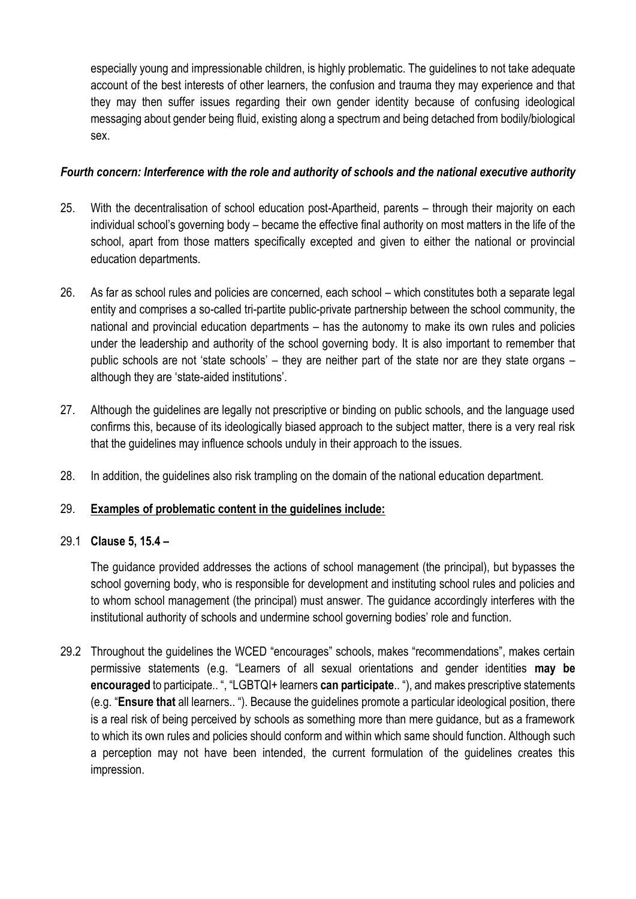especially young and impressionable children, is highly problematic. The guidelines to not take adequate account of the best interests of other learners, the confusion and trauma they may experience and that they may then suffer issues regarding their own gender identity because of confusing ideological messaging about gender being fluid, existing along a spectrum and being detached from bodily/biological sex.

***Fourth concern: Interference with the role and authority of schools and the national executive authority***

25. With the decentralisation of school education post-Apartheid, parents – through their majority on each individual school's governing body – became the effective final authority on most matters in the life of the school, apart from those matters specifically excepted and given to either the national or provincial education departments.

26. As far as school rules and policies are concerned, each school – which constitutes both a separate legal entity and comprises a so-called tri-partite public-private partnership between the school community, the national and provincial education departments – has the autonomy to make its own rules and policies under the leadership and authority of the school governing body. It is also important to remember that public schools are not 'state schools' – they are neither part of the state nor are they state organs – although they are 'state-aided institutions'.

27. Although the guidelines are legally not prescriptive or binding on public schools, and the language used confirms this, because of its ideologically biased approach to the subject matter, there is a very real risk that the guidelines may influence schools unduly in their approach to the issues.

28. In addition, the guidelines also risk trampling on the domain of the national education department.

29. **Examples of problematic content in the guidelines include:**

29.1 **Clause 5, 15.4 –**

The guidance provided addresses the actions of school management (the principal), but bypasses the school governing body, who is responsible for development and instituting school rules and policies and to whom school management (the principal) must answer. The guidance accordingly interferes with the institutional authority of schools and undermine school governing bodies' role and function.

29.2 Throughout the guidelines the WCED "encourages" schools, makes "recommendations", makes certain permissive statements (e.g. "Learners of all sexual orientations and gender identities **may be encouraged** to participate.. ", "LGBTQI+ learners **can participate**.. "), and makes prescriptive statements (e.g. "**Ensure that** all learners.. "). Because the guidelines promote a particular ideological position, there is a real risk of being perceived by schools as something more than mere guidance, but as a framework to which its own rules and policies should conform and within which same should function. Although such a perception may not have been intended, the current formulation of the guidelines creates this impression.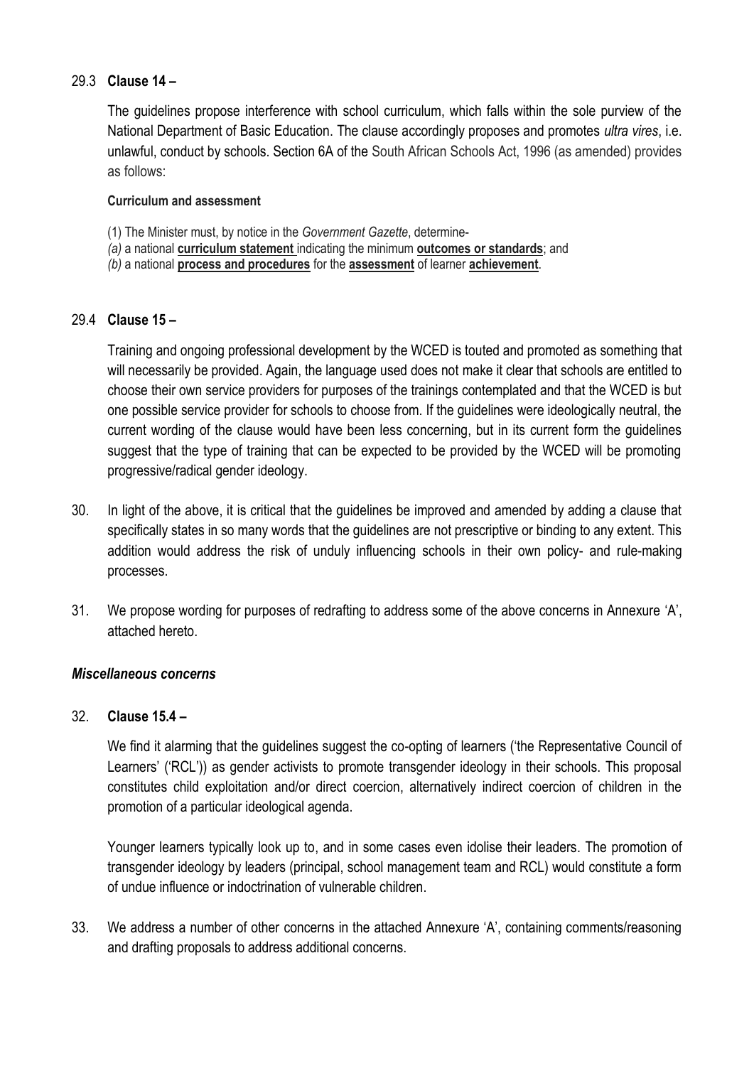29.3 **Clause 14 –**

The guidelines propose interference with school curriculum, which falls within the sole purview of the National Department of Basic Education. The clause accordingly proposes and promotes *ultra vires*, i.e. unlawful, conduct by schools. Section 6A of the South African Schools Act, 1996 (as amended) provides as follows:

**Curriculum and assessment**

(1) The Minister must, by notice in the *Government Gazette*, determine-
*(a)* a national **curriculum statement** indicating the minimum **outcomes or standards**; and
*(b)* a national **process and procedures** for the **assessment** of learner **achievement**.

29.4 **Clause 15 –**

Training and ongoing professional development by the WCED is touted and promoted as something that will necessarily be provided. Again, the language used does not make it clear that schools are entitled to choose their own service providers for purposes of the trainings contemplated and that the WCED is but one possible service provider for schools to choose from. If the guidelines were ideologically neutral, the current wording of the clause would have been less concerning, but in its current form the guidelines suggest that the type of training that can be expected to be provided by the WCED will be promoting progressive/radical gender ideology.

30. In light of the above, it is critical that the guidelines be improved and amended by adding a clause that specifically states in so many words that the guidelines are not prescriptive or binding to any extent. This addition would address the risk of unduly influencing schools in their own policy- and rule-making processes.

31. We propose wording for purposes of redrafting to address some of the above concerns in Annexure 'A', attached hereto.

***Miscellaneous concerns***

32. **Clause 15.4 –**

We find it alarming that the guidelines suggest the co-opting of learners ('the Representative Council of Learners' ('RCL')) as gender activists to promote transgender ideology in their schools. This proposal constitutes child exploitation and/or direct coercion, alternatively indirect coercion of children in the promotion of a particular ideological agenda.

Younger learners typically look up to, and in some cases even idolise their leaders. The promotion of transgender ideology by leaders (principal, school management team and RCL) would constitute a form of undue influence or indoctrination of vulnerable children.

33. We address a number of other concerns in the attached Annexure 'A', containing comments/reasoning and drafting proposals to address additional concerns.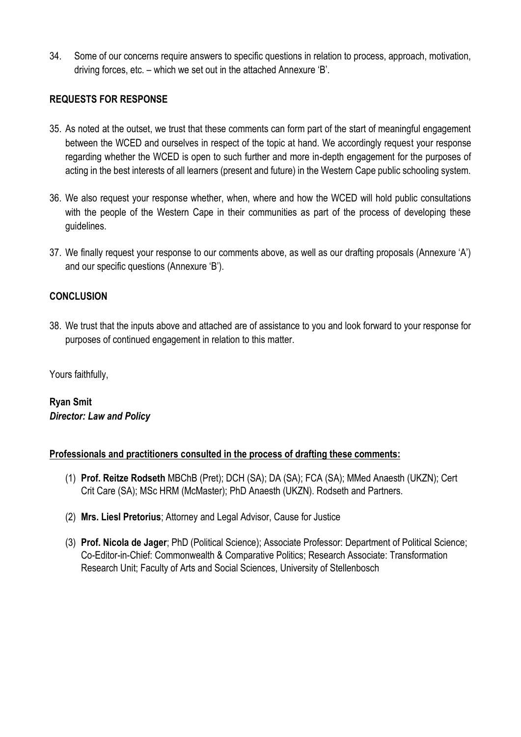34. Some of our concerns require answers to specific questions in relation to process, approach, motivation, driving forces, etc. – which we set out in the attached Annexure 'B'.

## REQUESTS FOR RESPONSE

35. As noted at the outset, we trust that these comments can form part of the start of meaningful engagement between the WCED and ourselves in respect of the topic at hand. We accordingly request your response regarding whether the WCED is open to such further and more in-depth engagement for the purposes of acting in the best interests of all learners (present and future) in the Western Cape public schooling system.

36. We also request your response whether, when, where and how the WCED will hold public consultations with the people of the Western Cape in their communities as part of the process of developing these guidelines.

37. We finally request your response to our comments above, as well as our drafting proposals (Annexure 'A') and our specific questions (Annexure 'B').

## CONCLUSION

38. We trust that the inputs above and attached are of assistance to you and look forward to your response for purposes of continued engagement in relation to this matter.

Yours faithfully,

**Ryan Smit**
***Director: Law and Policy***

**Professionals and practitioners consulted in the process of drafting these comments:**

(1) **Prof. Reitze Rodseth** MBChB (Pret); DCH (SA); DA (SA); FCA (SA); MMed Anaesth (UKZN); Cert Crit Care (SA); MSc HRM (McMaster); PhD Anaesth (UKZN). Rodseth and Partners.

(2) **Mrs. Liesl Pretorius**; Attorney and Legal Advisor, Cause for Justice

(3) **Prof. Nicola de Jager**; PhD (Political Science); Associate Professor: Department of Political Science; Co-Editor-in-Chief: Commonwealth & Comparative Politics; Research Associate: Transformation Research Unit; Faculty of Arts and Social Sciences, University of Stellenbosch